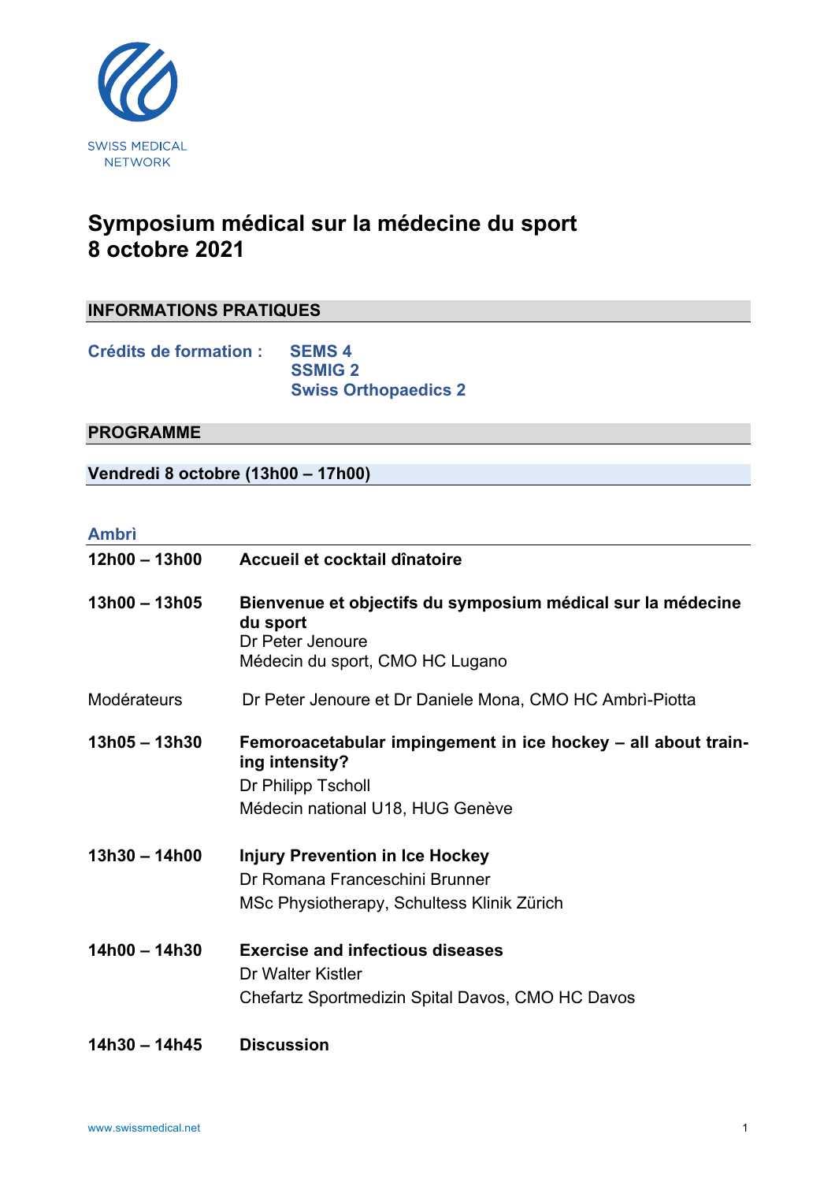SWISS MEDICAL NETWORK

# Symposium médical sur la médecine du sport
# 8 octobre 2021

## INFORMATIONS PRATIQUES

**Crédits de formation :** **SEMS 4**
**SSMIG 2**
**Swiss Orthopaedics 2**

## PROGRAMME

### Vendredi 8 octobre (13h00 – 17h00)

### Ambrì

**12h00 – 13h00** **Accueil et cocktail dînatoire**

**13h00 – 13h05** **Bienvenue et objectifs du symposium médical sur la médecine du sport**
Dr Peter Jenoure
Médecin du sport, CMO HC Lugano

Modérateurs Dr Peter Jenoure et Dr Daniele Mona, CMO HC Ambrì-Piotta

**13h05 – 13h30** **Femoroacetabular impingement in ice hockey – all about training intensity?**
Dr Philipp Tscholl
Médecin national U18, HUG Genève

**13h30 – 14h00** **Injury Prevention in Ice Hockey**
Dr Romana Franceschini Brunner
MSc Physiotherapy, Schultess Klinik Zürich

**14h00 – 14h30** **Exercise and infectious diseases**
Dr Walter Kistler
Chefartz Sportmedizin Spital Davos, CMO HC Davos

**14h30 – 14h45** **Discussion**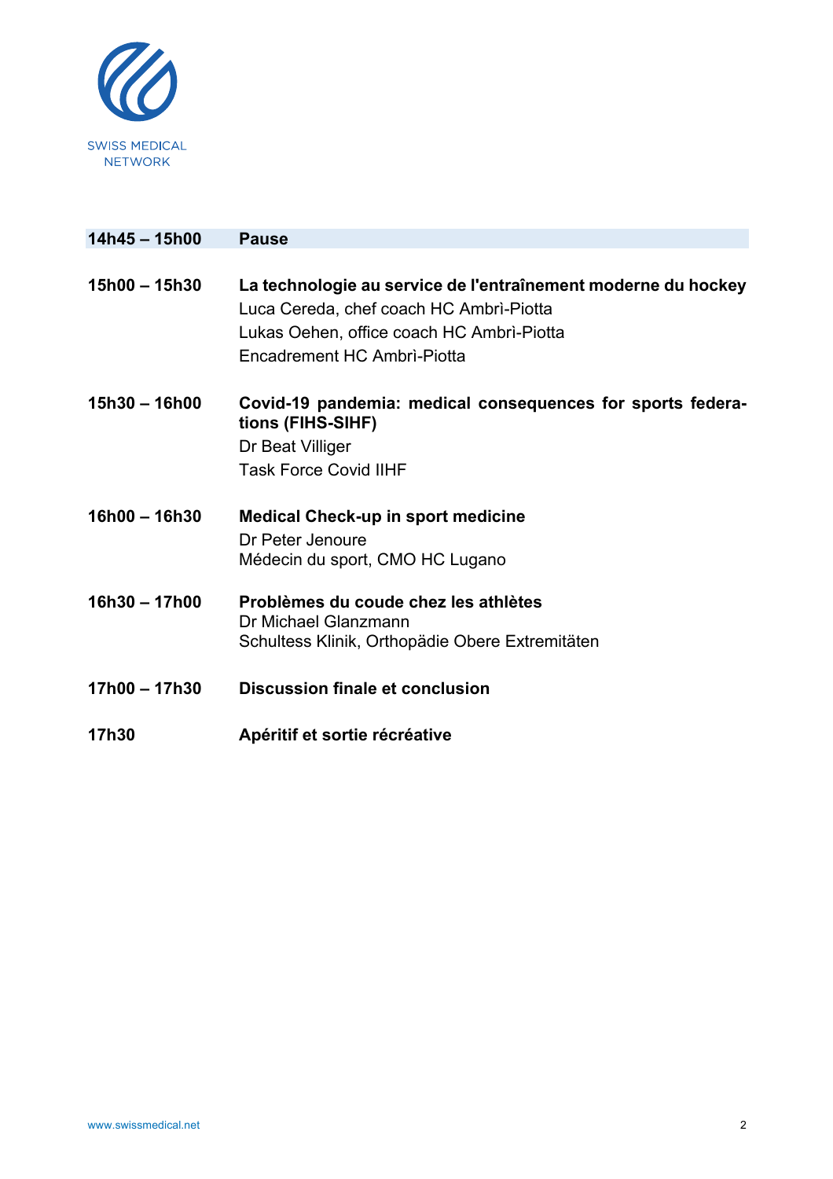SWISS MEDICAL NETWORK

| | |
|---|---|
| **14h45 – 15h00** | **Pause** |
| **15h00 – 15h30** | **La technologie au service de l'entraînement moderne du hockey**<br>Luca Cereda, chef coach HC Ambrì-Piotta<br>Lukas Oehen, office coach HC Ambrì-Piotta<br>Encadrement HC Ambrì-Piotta |
| **15h30 – 16h00** | **Covid-19 pandemia: medical consequences for sports federations (FIHS-SIHF)**<br>Dr Beat Villiger<br>Task Force Covid IIHF |
| **16h00 – 16h30** | **Medical Check-up in sport medicine**<br>Dr Peter Jenoure<br>Médecin du sport, CMO HC Lugano |
| **16h30 – 17h00** | **Problèmes du coude chez les athlètes**<br>Dr Michael Glanzmann<br>Schultess Klinik, Orthopädie Obere Extremitäten |
| **17h00 – 17h30** | **Discussion finale et conclusion** |
| **17h30** | **Apéritif et sortie récréative** |

www.swissmedical.net